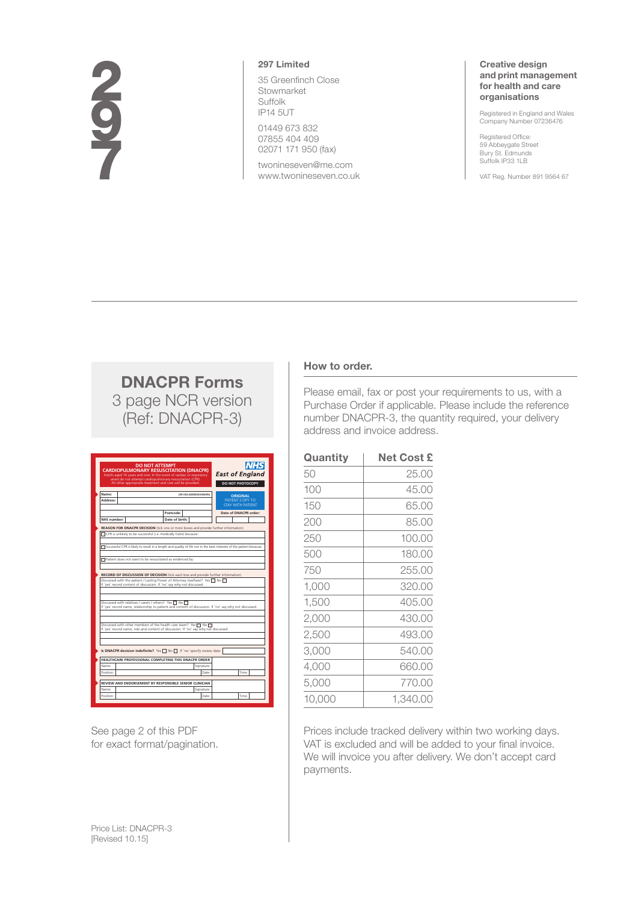**297**

**297 Limited**

35 Greenfinch Close
Stowmarket
Suffolk
IP14 5UT

01449 673 832
07855 404 409
02071 171 950 (fax)

twonineseven@me.com
www.twonineseven.co.uk

**Creative design and print management for health and care organisations**

Registered in England and Wales
Company Number 07236476

Registered Office:
59 Abbeygate Street
Bury St. Edmunds
Suffolk IP33 1LB

VAT Reg. Number 891 9564 67

# DNACPR Forms

## 3 page NCR version (Ref: DNACPR-3)

**DO NOT ATTEMPT CARDIOPULMONARY RESUSCITATION (DNACPR)**
Adults aged 16 years and over. In the event of cardiac or respiratory arrest do not attempt cardiopulmonary resuscitation (CPR). All other appropriate treatment and care will be provided.

**NHS East of England** — DO NOT PHOTOCOPY

Name: (OR USE ADDRESSOGRAPH)
Address:
Postcode:
NHS number: Date of birth:

ORIGINAL — PATIENT COPY TO STAY WITH PATIENT

Date of DNACPR order:

**REASON FOR DNACPR DECISION** (tick one or more boxes and provide further information)
- CPR is unlikely to be successful (i.e. medically futile) because:
- Successful CPR is likely to result in a length and quality of life not in the best interests of the patient because:
- Patient does not want to be resuscitated as evidenced by:

**RECORD OF DISCUSSION OF DECISION** (tick each box and provide further information)
Discussed with the patient / Lasting Power of Attorney (welfare)? Yes ☐ No ☐
If 'yes' record content of discussion. If 'no' say why not discussed.

Discussed with relatives / carers / others? Yes ☐ No ☐
If 'yes' record name, relationship to patient and content of discussion. If 'no' say why not discussed.

Discussed with other members of the health care team? Yes ☐ No ☐
If 'yes' record name, role and content of discussion. If 'no' say why not discussed.

Is DNACPR decision indefinite? Yes ☐ No ☐ If 'no' specify review date:

**HEALTHCARE PROFESSIONAL COMPLETING THIS DNACPR ORDER**
Name: Signature:
Position: Date: Time:

**REVIEW AND ENDORSEMENT BY RESPONSIBLE SENIOR CLINICIAN**
Name: Signature:
Position: Date: Time:

See page 2 of this PDF for exact format/pagination.

### How to order.

Please email, fax or post your requirements to us, with a Purchase Order if applicable. Please include the reference number DNACPR-3, the quantity required, your delivery address and invoice address.

| Quantity | Net Cost £ |
|---|---|
| 50 | 25.00 |
| 100 | 45.00 |
| 150 | 65.00 |
| 200 | 85.00 |
| 250 | 100.00 |
| 500 | 180.00 |
| 750 | 255.00 |
| 1,000 | 320.00 |
| 1,500 | 405.00 |
| 2,000 | 430.00 |
| 2,500 | 493.00 |
| 3,000 | 540.00 |
| 4,000 | 660.00 |
| 5,000 | 770.00 |
| 10,000 | 1,340.00 |

Prices include tracked delivery within two working days. VAT is excluded and will be added to your final invoice. We will invoice you after delivery. We don't accept card payments.

Price List: DNACPR-3
[Revised 10.15]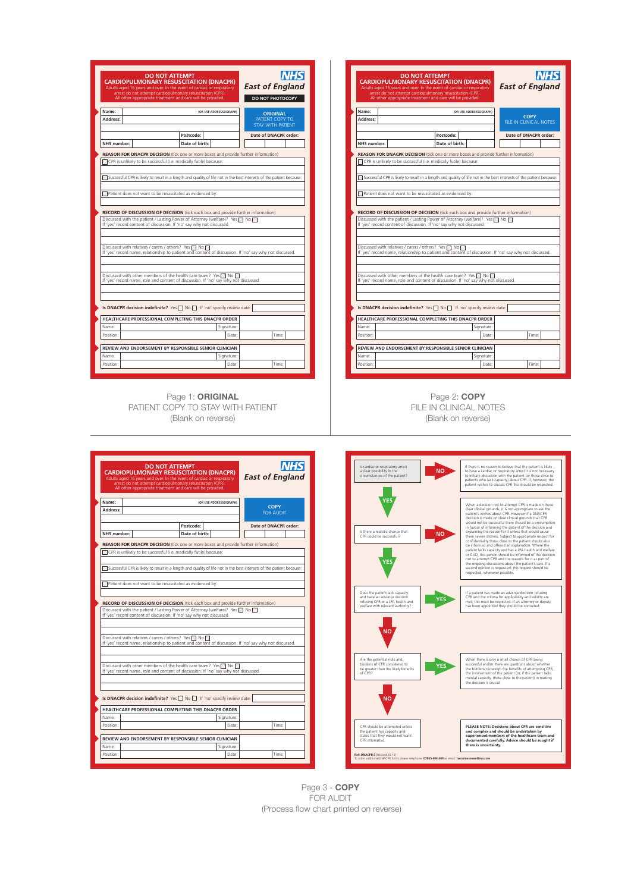# DO NOT ATTEMPT CARDIOPULMONARY RESUSCITATION (DNACPR)

Adults aged 16 years and over. In the event of cardiac or respiratory arrest do not attempt cardiopulmonary resuscitation (CPR). All other appropriate treatment and care will be provided.

**NHS East of England**

**DO NOT PHOTOCOPY**

| | | | |
|---|---|---|---|
| **Name:** | (OR USE ADDRESSOGRAPH) | | **ORIGINAL** PATIENT COPY TO STAY WITH PATIENT |
| **Address:** | | | |
| | **Postcode:** | | **Date of DNACPR order:** |
| **NHS number:** | **Date of birth:** | | |

**REASON FOR DNACPR DECISION** (tick one or more boxes and provide further information)

- ☐ CPR is unlikely to be successful (i.e. medically futile) because:
- ☐ Successful CPR is likely to result in a length and quality of life not in the best interests of the patient because:
- ☐ Patient does not want to be resuscitated as evidenced by:

**RECORD OF DISCUSSION OF DECISION** (tick each box and provide further information)

Discussed with the patient / Lasting Power of Attorney (welfare)? Yes ☐ No ☐
If 'yes' record content of discussion. If 'no' say why not discussed.

Discussed with relatives / carers / others? Yes ☐ No ☐
If 'yes' record name, relationship to patient and content of discussion. If 'no' say why not discussed.

Discussed with other members of the health care team? Yes ☐ No ☐
If 'yes' record name, role and content of discussion. If 'no' say why not discussed.

**Is DNACPR decision indefinite?** Yes ☐ No ☐ If 'no' specify review date:

| **HEALTHCARE PROFESSIONAL COMPLETING THIS DNACPR ORDER** | | | |
|---|---|---|---|
| Name: | Signature: | | |
| Position: | Date: | | Time: |

| **REVIEW AND ENDORSEMENT BY RESPONSIBLE SENIOR CLINICIAN** | | | |
|---|---|---|---|
| Name: | Signature: | | |
| Position: | Date: | | Time: |

Page 1: **ORIGINAL**
PATIENT COPY TO STAY WITH PATIENT
(Blank on reverse)

Page 2: **COPY**
FILE IN CLINICAL NOTES
(Blank on reverse)

Page 3 - **COPY**
FOR AUDIT
(Process flow chart printed on reverse)

---

Is cardiac or respiratory arrest a clear possibility in the circumstances of the patient?

NO → If there is no reason to believe that the patient is likely to have a cardiac or respiratory arrest it is not necessary to initiate discussion with the patient (or those close to patients who lack capacity) about CPR. If, however, the patient wishes to discuss CPR this should be respected.

YES ↓

Is there a realistic chance that CPR could be successful?

NO → When a decision not to attempt CPR is made on these clear clinical grounds, it is not appropriate to ask the patient's wishes about CPR. However if a DNACPR decision is made on clear clinical grounds that CPR would not be successful there should be a presumption in favour of informing the patient of the decision and explaining the reason for it unless that would cause them severe distress. Subject to appropriate respect for confidentiality those close to the patient should also be informed and offered an explanation. Where the patient lacks capacity and has a LPA health and welfare or CAD, this person should be informed of the decision not to attempt CPR and the reasons for it as part of the ongoing discussions about the patient's care. If a second opinion is requested, this request should be respected, whenever possible.

YES ↓

Does the patient lack capacity and have an advance decision refusing CPR or a LPA health and welfare with relevant authority?

YES → If a patient has made an advance decision refusing CPR and the criteria for applicability and validity are met, this must be respected. If an attorney or deputy has been appointed they should be consulted.

NO ↓

Are the potential risks and burdens of CPR considered to be greater than the likely benefits of CPR?

YES → When there is only a small chance of CPR being successful and/or there are questions about whether the burdens outweigh the benefits of attempting CPR, the involvement of the patient (or, if the patient lacks mental capacity, those close to the patient) in making the decision is crucial.

NO ↓

CPR should be attempted unless the patient has capacity and states that they would not want CPR attempted.

**PLEASE NOTE: Decisions about CPR are sensitive and complex and should be undertaken by experienced members of the healthcare team and documented carefully. Advice should be sought if there is uncertainty.**

**Ref: DNACPR-3** [Revised 10.15]
To order additional DNACPR forms please telephone **07855 404 609** or email **twoninesevenemail@me.com**